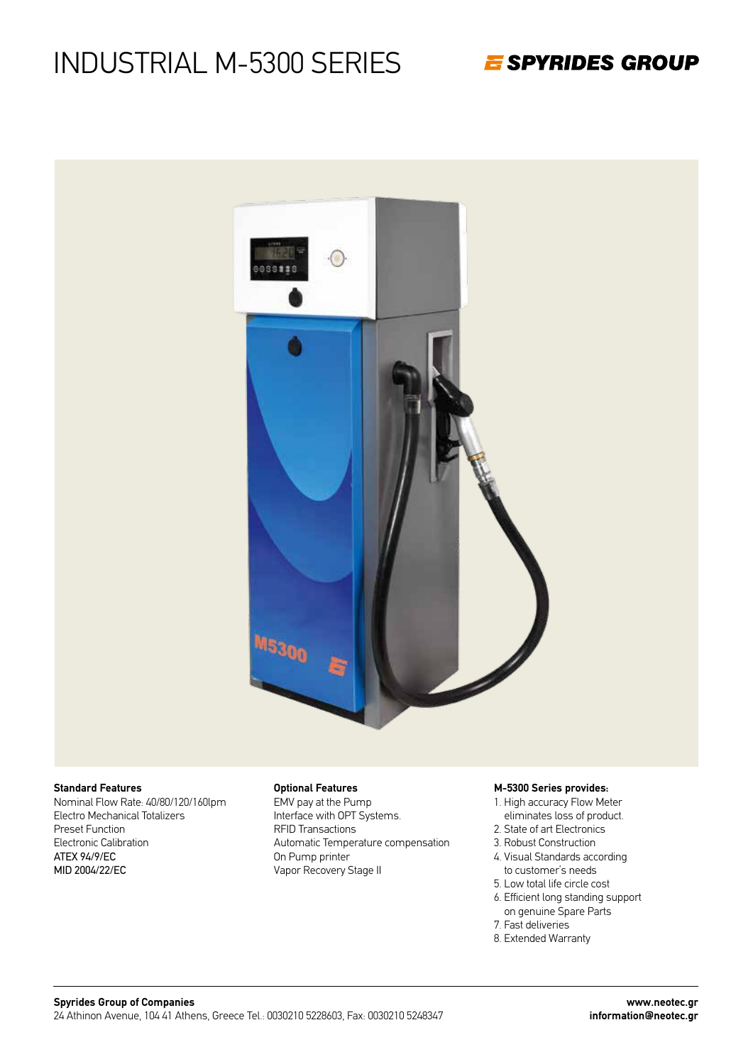# INDUSTRIAL M-5300 SERIES

**SPYRIDES GROUP**

**Standard Features**

Nominal Flow Rate: 40/80/120/160lpm
Electro Mechanical Totalizers
Preset Function
Electronic Calibration
ATEX 94/9/EC
MID 2004/22/EC

**Optional Features**

EMV pay at the Pump
Interface with OPT Systems.
RFID Transactions
Automatic Temperature compensation
On Pump printer
Vapor Recovery Stage II

**M-5300 Series provides:**

1. High accuracy Flow Meter eliminates loss of product.
2. State of art Electronics
3. Robust Construction
4. Visual Standards according to customer's needs
5. Low total life circle cost
6. Efficient long standing support on genuine Spare Parts
7. Fast deliveries
8. Extended Warranty

**Spyrides Group of Companies**
24 Athinon Avenue, 104 41 Athens, Greece Tel.: 0030210 5228603, Fax: 0030210 5248347

**www.neotec.gr**
**information@neotec.gr**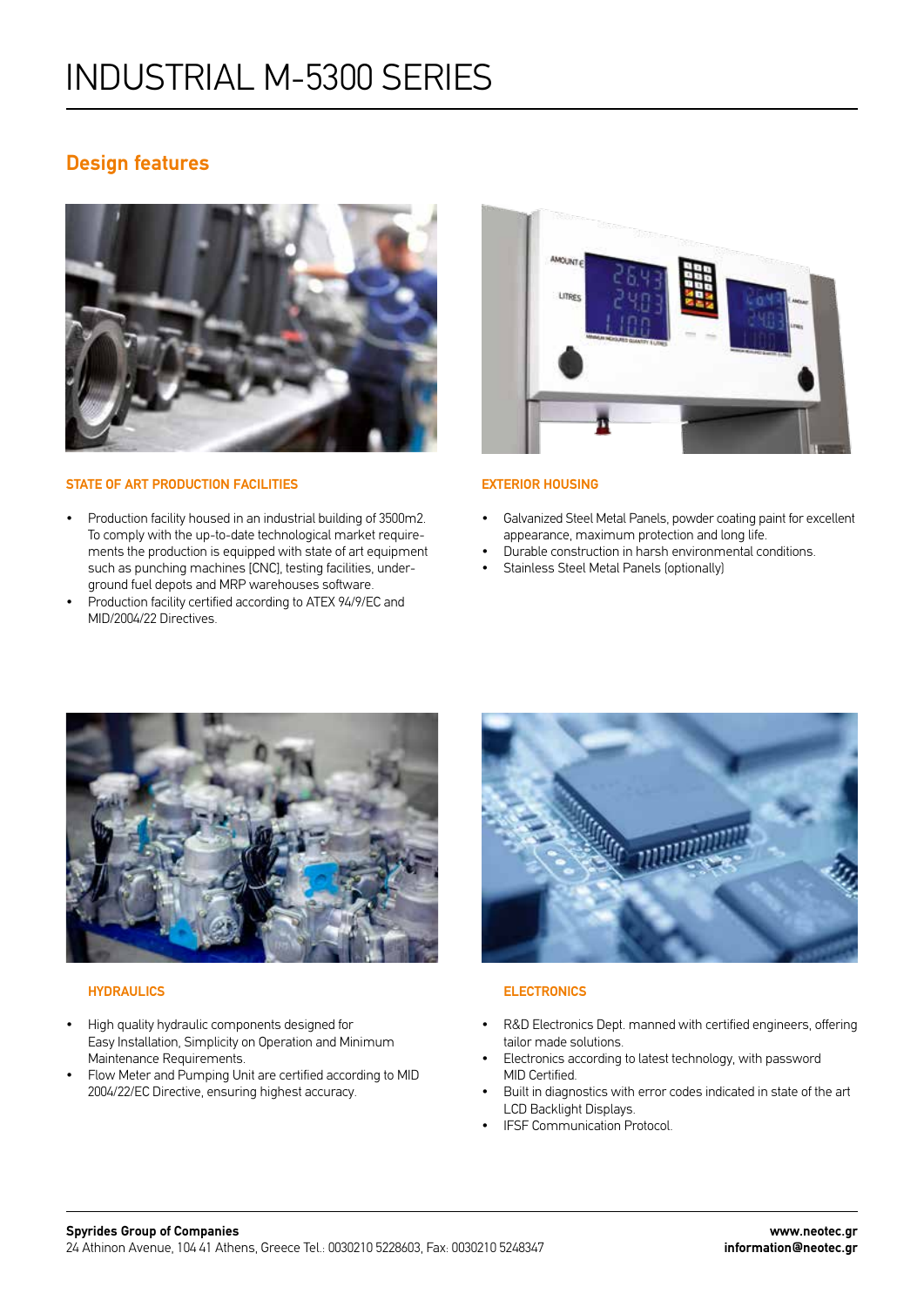# INDUSTRIAL M-5300 SERIES

## Design features

### STATE OF ART PRODUCTION FACILITIES

- Production facility housed in an industrial building of 3500m2. To comply with the up-to-date technological market requirements the production is equipped with state of art equipment such as punching machines (CNC), testing facilities, underground fuel depots and MRP warehouses software.
- Production facility certified according to ATEX 94/9/EC and MID/2004/22 Directives.

### EXTERIOR HOUSING

- Galvanized Steel Metal Panels, powder coating paint for excellent appearance, maximum protection and long life.
- Durable construction in harsh environmental conditions.
- Stainless Steel Metal Panels (optionally)

### HYDRAULICS

- High quality hydraulic components designed for Easy Installation, Simplicity on Operation and Minimum Maintenance Requirements.
- Flow Meter and Pumping Unit are certified according to MID 2004/22/EC Directive, ensuring highest accuracy.

### ELECTRONICS

- R&D Electronics Dept. manned with certified engineers, offering tailor made solutions.
- Electronics according to latest technology, with password MID Certified.
- Built in diagnostics with error codes indicated in state of the art LCD Backlight Displays.
- IFSF Communication Protocol.

**Spyrides Group of Companies**
24 Athinon Avenue, 104 41 Athens, Greece Tel.: 0030210 5228603, Fax: 0030210 5248347

**www.neotec.gr**
**information@neotec.gr**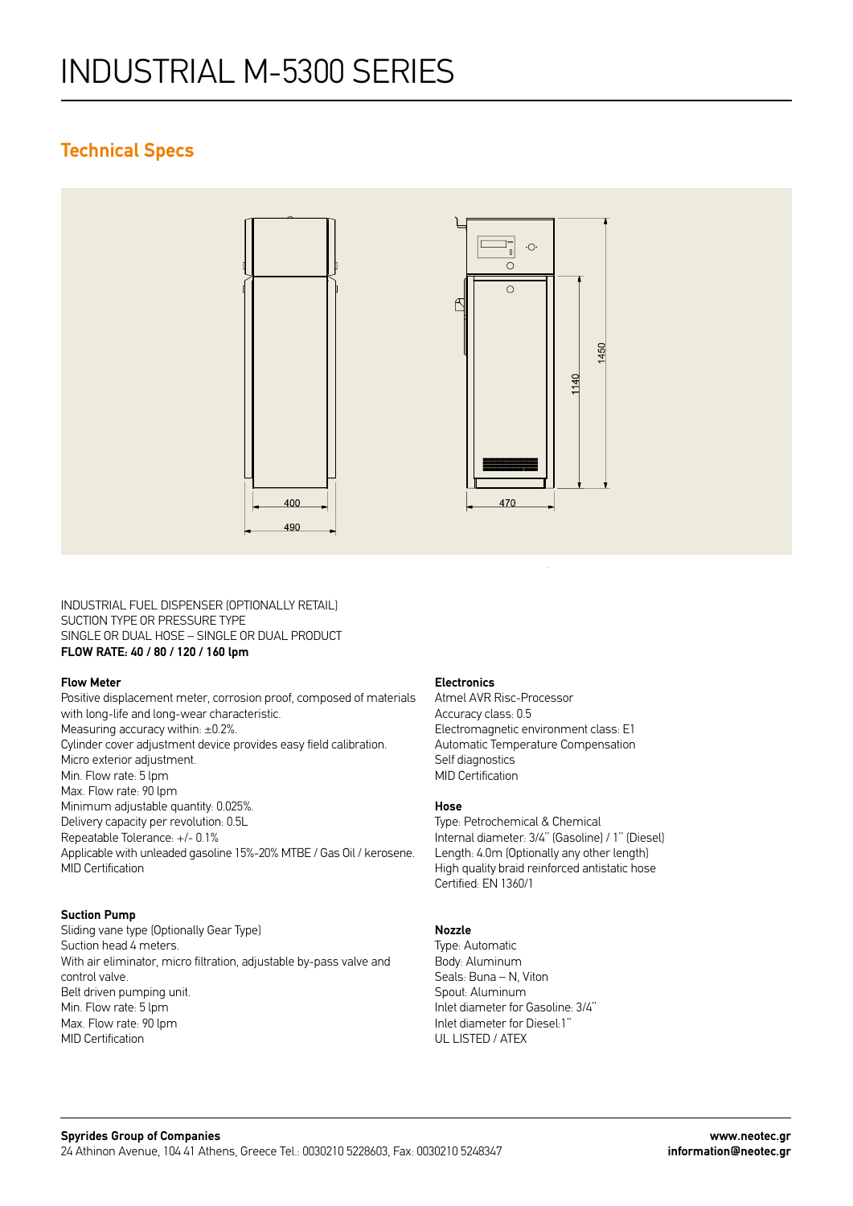# INDUSTRIAL M-5300 SERIES

## Technical Specs

INDUSTRIAL FUEL DISPENSER (OPTIONALLY RETAIL)
SUCTION TYPE OR PRESSURE TYPE
SINGLE OR DUAL HOSE – SINGLE OR DUAL PRODUCT
**FLOW RATE: 40 / 80 / 120 / 160 lpm**

### Flow Meter

Positive displacement meter, corrosion proof, composed of materials with long-life and long-wear characteristic.
Measuring accuracy within: ±0.2%.
Cylinder cover adjustment device provides easy field calibration.
Micro exterior adjustment.
Min. Flow rate: 5 lpm
Max. Flow rate: 90 lpm
Minimum adjustable quantity: 0.025%.
Delivery capacity per revolution: 0.5L
Repeatable Tolerance: +/- 0.1%
Applicable with unleaded gasoline 15%-20% MTBE / Gas Oil / kerosene.
MID Certification

### Suction Pump

Sliding vane type (Optionally Gear Type)
Suction head 4 meters.
With air eliminator, micro filtration, adjustable by-pass valve and control valve.
Belt driven pumping unit.
Min. Flow rate: 5 lpm
Max. Flow rate: 90 lpm
MID Certification

### Electronics

Atmel AVR Risc-Processor
Accuracy class: 0.5
Electromagnetic environment class: E1
Automatic Temperature Compensation
Self diagnostics
MID Certification

### Hose

Type: Petrochemical & Chemical
Internal diameter: 3/4'' (Gasoline) / 1'' (Diesel)
Length: 4.0m (Optionally any other length)
High quality braid reinforced antistatic hose
Certified: EN 1360/1

### Nozzle

Type: Automatic
Body: Aluminum
Seals: Buna – N, Viton
Spout: Aluminum
Inlet diameter for Gasoline: 3/4''
Inlet diameter for Diesel:1''
UL LISTED / ATEX

**Spyrides Group of Companies**
24 Athinon Avenue, 104 41 Athens, Greece Tel.: 0030210 5228603, Fax: 0030210 5248347

**www.neotec.gr**
**information@neotec.gr**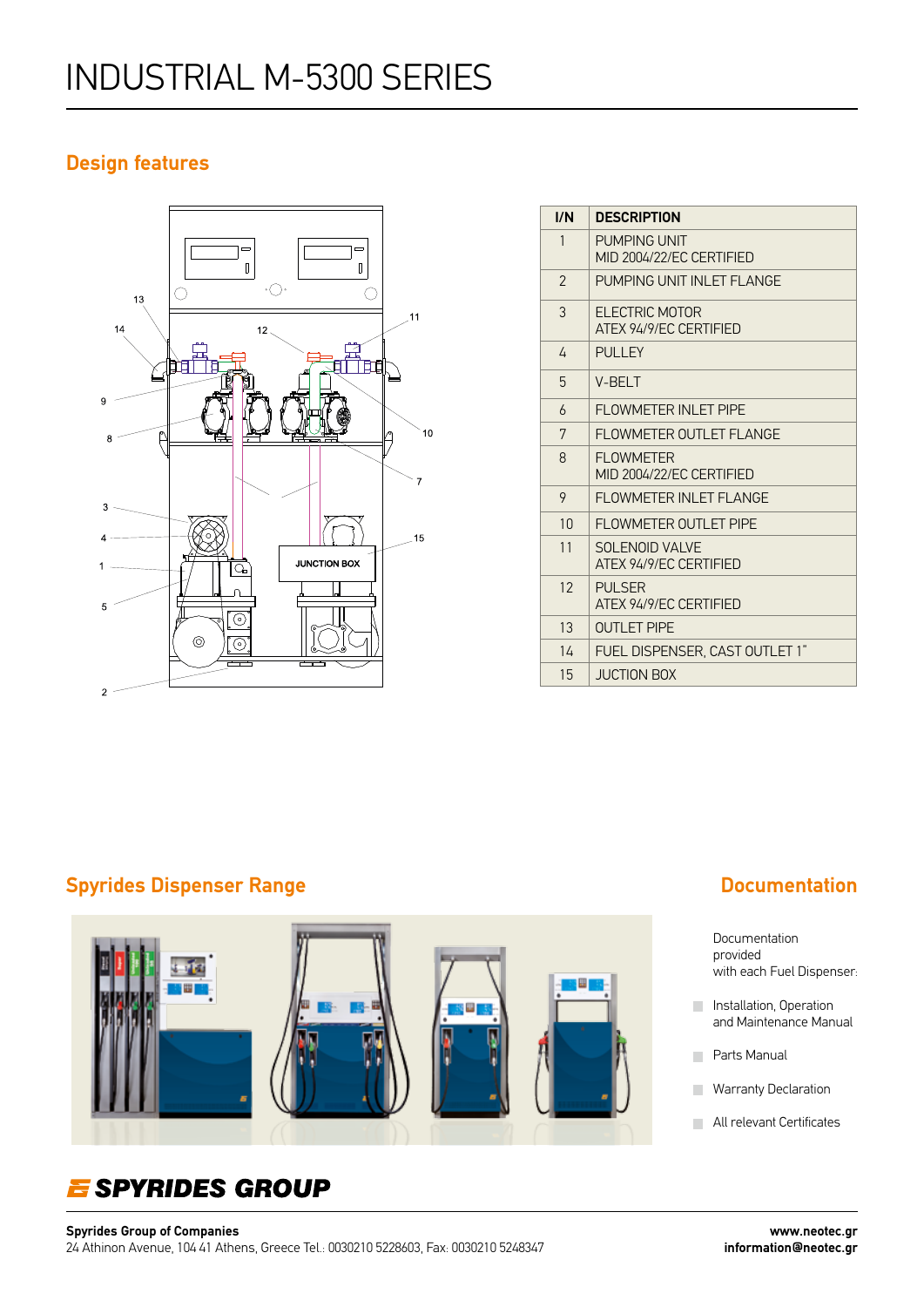# INDUSTRIAL M-5300 SERIES

## Design features

13
14
12
11
9
8
10
7
3
4
15
1
JUNCTION BOX
5
2

| I/N | DESCRIPTION |
|---|---|
| 1 | PUMPING UNIT<br>MID 2004/22/EC CERTIFIED |
| 2 | PUMPING UNIT INLET FLANGE |
| 3 | ELECTRIC MOTOR<br>ATEX 94/9/EC CERTIFIED |
| 4 | PULLEY |
| 5 | V-BELT |
| 6 | FLOWMETER INLET PIPE |
| 7 | FLOWMETER OUTLET FLANGE |
| 8 | FLOWMETER<br>MID 2004/22/EC CERTIFIED |
| 9 | FLOWMETER INLET FLANGE |
| 10 | FLOWMETER OUTLET PIPE |
| 11 | SOLENOID VALVE<br>ATEX 94/9/EC CERTIFIED |
| 12 | PULSER<br>ATEX 94/9/EC CERTIFIED |
| 13 | OUTLET PIPE |
| 14 | FUEL DISPENSER, CAST OUTLET 1" |
| 15 | JUCTION BOX |

## Spyrides Dispenser Range

## Documentation

Documentation provided with each Fuel Dispenser:

- Installation, Operation and Maintenance Manual
- Parts Manual
- Warranty Declaration
- All relevant Certificates

**SPYRIDES GROUP**

**Spyrides Group of Companies**
24 Athinon Avenue, 104 41 Athens, Greece Tel.: 0030210 5228603, Fax: 0030210 5248347

**www.neotec.gr**
**information@neotec.gr**